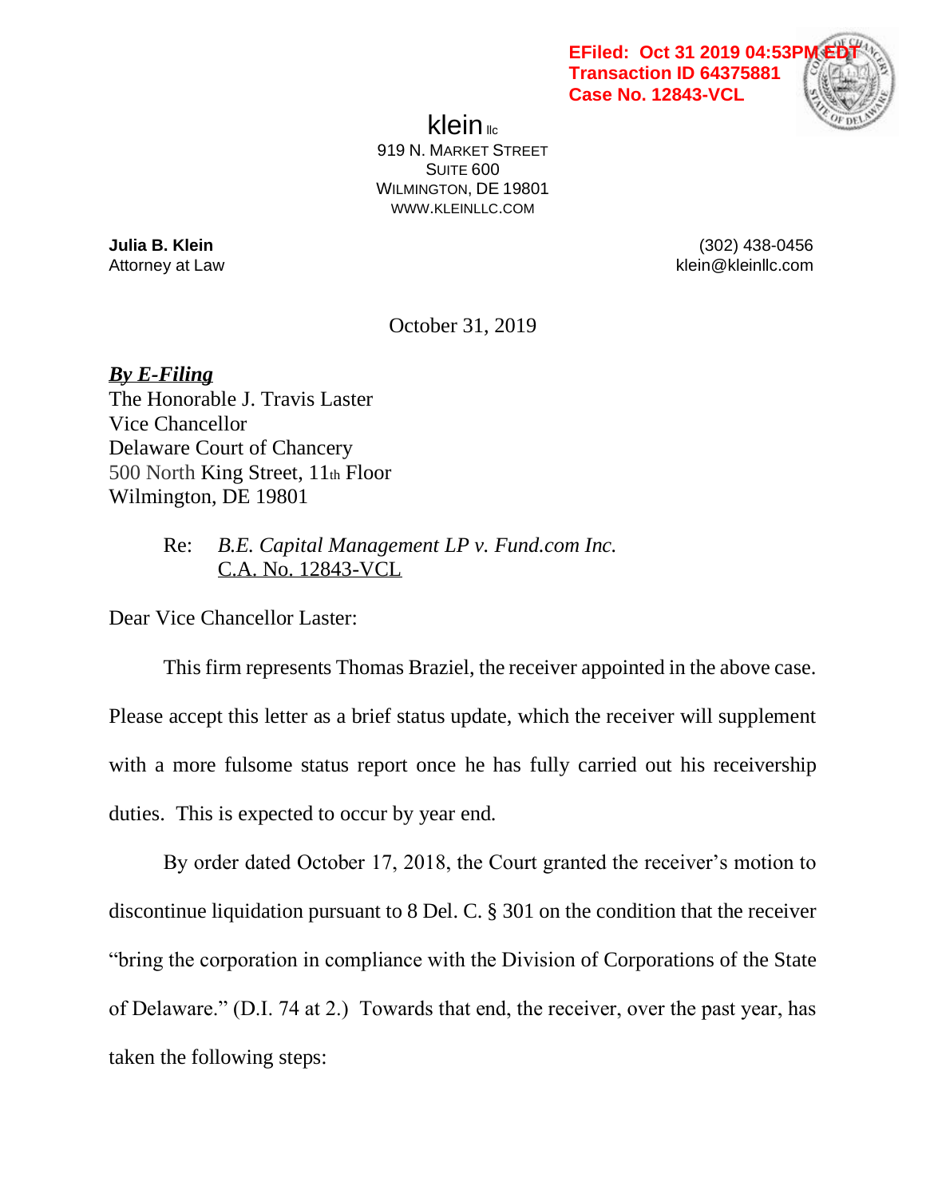EFiled: Oct 31 2019 04:53PM EDT
Transaction ID 64375881
Case No. 12843-VCL

klein llc
919 N. MARKET STREET
SUITE 600
WILMINGTON, DE 19801
WWW.KLEINLLC.COM

**Julia B. Klein**
Attorney at Law

(302) 438-0456
klein@kleinllc.com

October 31, 2019

***By E-Filing***
The Honorable J. Travis Laster
Vice Chancellor
Delaware Court of Chancery
500 North King Street, 11th Floor
Wilmington, DE 19801

Re: *B.E. Capital Management LP v. Fund.com Inc.*
C.A. No. 12843-VCL

Dear Vice Chancellor Laster:

This firm represents Thomas Braziel, the receiver appointed in the above case. Please accept this letter as a brief status update, which the receiver will supplement with a more fulsome status report once he has fully carried out his receivership duties. This is expected to occur by year end.

By order dated October 17, 2018, the Court granted the receiver's motion to discontinue liquidation pursuant to 8 Del. C. § 301 on the condition that the receiver "bring the corporation in compliance with the Division of Corporations of the State of Delaware." (D.I. 74 at 2.) Towards that end, the receiver, over the past year, has taken the following steps: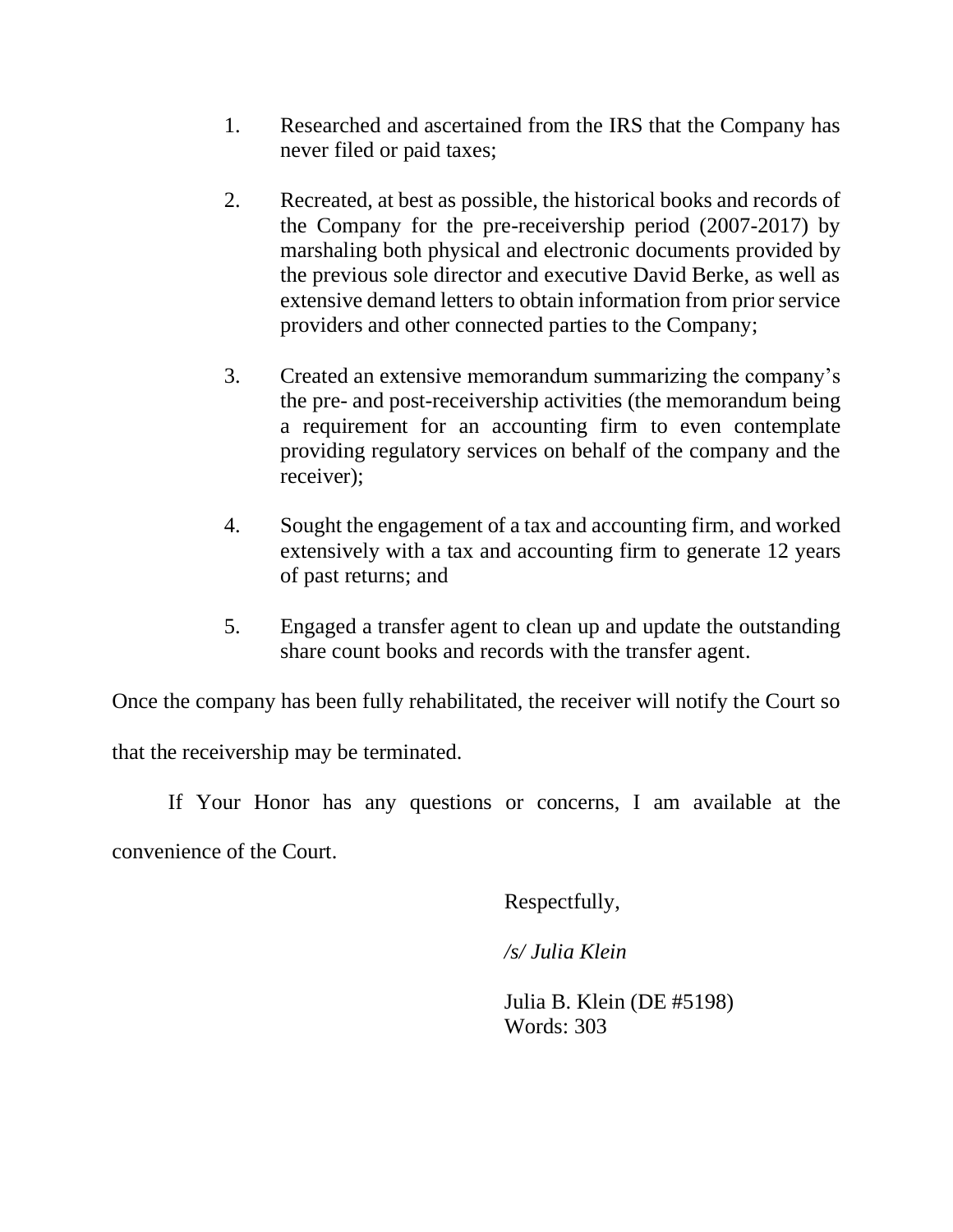1. Researched and ascertained from the IRS that the Company has never filed or paid taxes;

2. Recreated, at best as possible, the historical books and records of the Company for the pre-receivership period (2007-2017) by marshaling both physical and electronic documents provided by the previous sole director and executive David Berke, as well as extensive demand letters to obtain information from prior service providers and other connected parties to the Company;

3. Created an extensive memorandum summarizing the company's the pre- and post-receivership activities (the memorandum being a requirement for an accounting firm to even contemplate providing regulatory services on behalf of the company and the receiver);

4. Sought the engagement of a tax and accounting firm, and worked extensively with a tax and accounting firm to generate 12 years of past returns; and

5. Engaged a transfer agent to clean up and update the outstanding share count books and records with the transfer agent.

Once the company has been fully rehabilitated, the receiver will notify the Court so that the receivership may be terminated.

If Your Honor has any questions or concerns, I am available at the convenience of the Court.

Respectfully,

*/s/ Julia Klein*

Julia B. Klein (DE #5198)
Words: 303